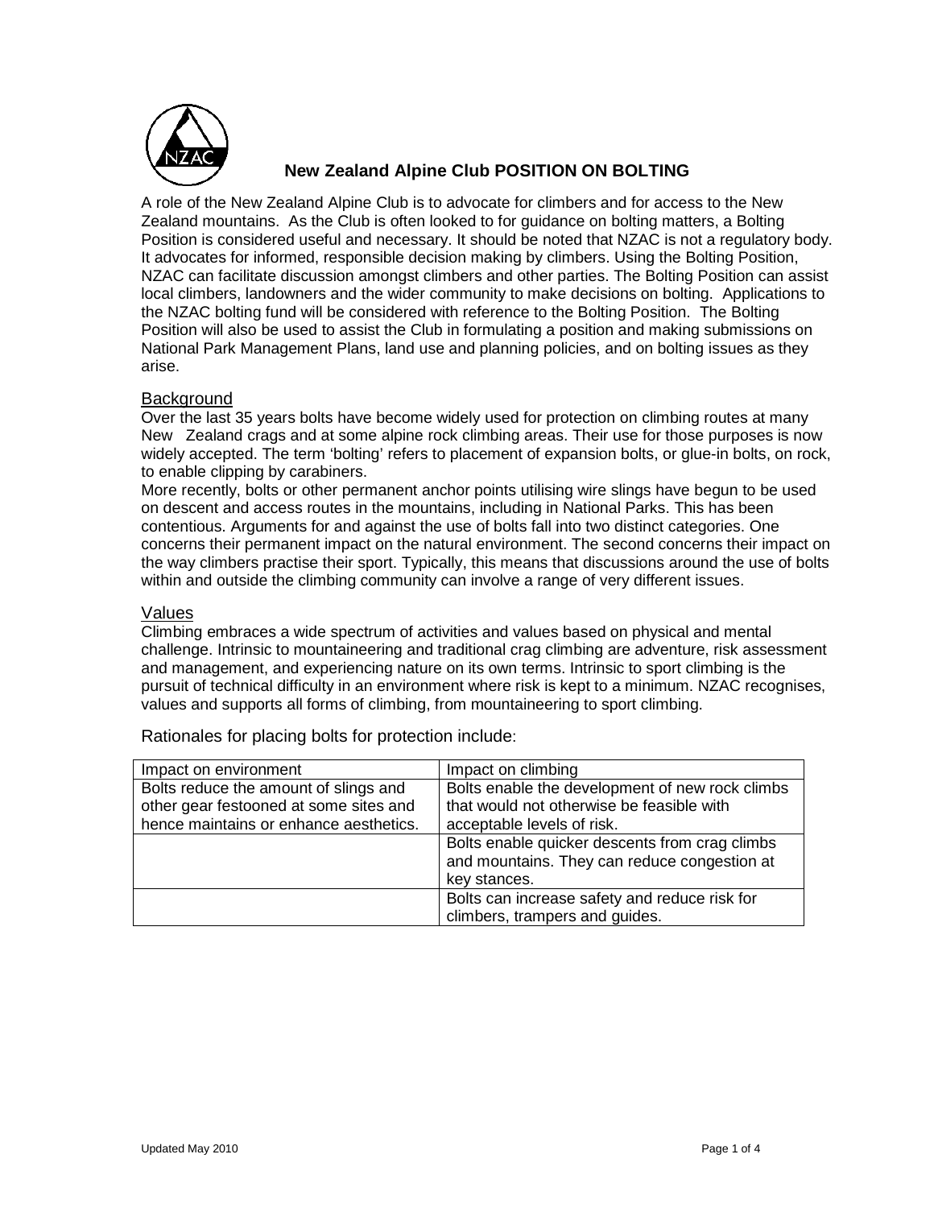# New Zealand Alpine Club POSITION ON BOLTING

A role of the New Zealand Alpine Club is to advocate for climbers and for access to the New Zealand mountains. As the Club is often looked to for guidance on bolting matters, a Bolting Position is considered useful and necessary. It should be noted that NZAC is not a regulatory body. It advocates for informed, responsible decision making by climbers. Using the Bolting Position, NZAC can facilitate discussion amongst climbers and other parties. The Bolting Position can assist local climbers, landowners and the wider community to make decisions on bolting. Applications to the NZAC bolting fund will be considered with reference to the Bolting Position. The Bolting Position will also be used to assist the Club in formulating a position and making submissions on National Park Management Plans, land use and planning policies, and on bolting issues as they arise.

## Background

Over the last 35 years bolts have become widely used for protection on climbing routes at many New Zealand crags and at some alpine rock climbing areas. Their use for those purposes is now widely accepted. The term 'bolting' refers to placement of expansion bolts, or glue-in bolts, on rock, to enable clipping by carabiners.

More recently, bolts or other permanent anchor points utilising wire slings have begun to be used on descent and access routes in the mountains, including in National Parks. This has been contentious. Arguments for and against the use of bolts fall into two distinct categories. One concerns their permanent impact on the natural environment. The second concerns their impact on the way climbers practise their sport. Typically, this means that discussions around the use of bolts within and outside the climbing community can involve a range of very different issues.

## Values

Climbing embraces a wide spectrum of activities and values based on physical and mental challenge. Intrinsic to mountaineering and traditional crag climbing are adventure, risk assessment and management, and experiencing nature on its own terms. Intrinsic to sport climbing is the pursuit of technical difficulty in an environment where risk is kept to a minimum. NZAC recognises, values and supports all forms of climbing, from mountaineering to sport climbing.

Rationales for placing bolts for protection include:

| Impact on environment | Impact on climbing |
| --- | --- |
| Bolts reduce the amount of slings and other gear festooned at some sites and hence maintains or enhance aesthetics. | Bolts enable the development of new rock climbs that would not otherwise be feasible with acceptable levels of risk. |
| | Bolts enable quicker descents from crag climbs and mountains. They can reduce congestion at key stances. |
| | Bolts can increase safety and reduce risk for climbers, trampers and guides. |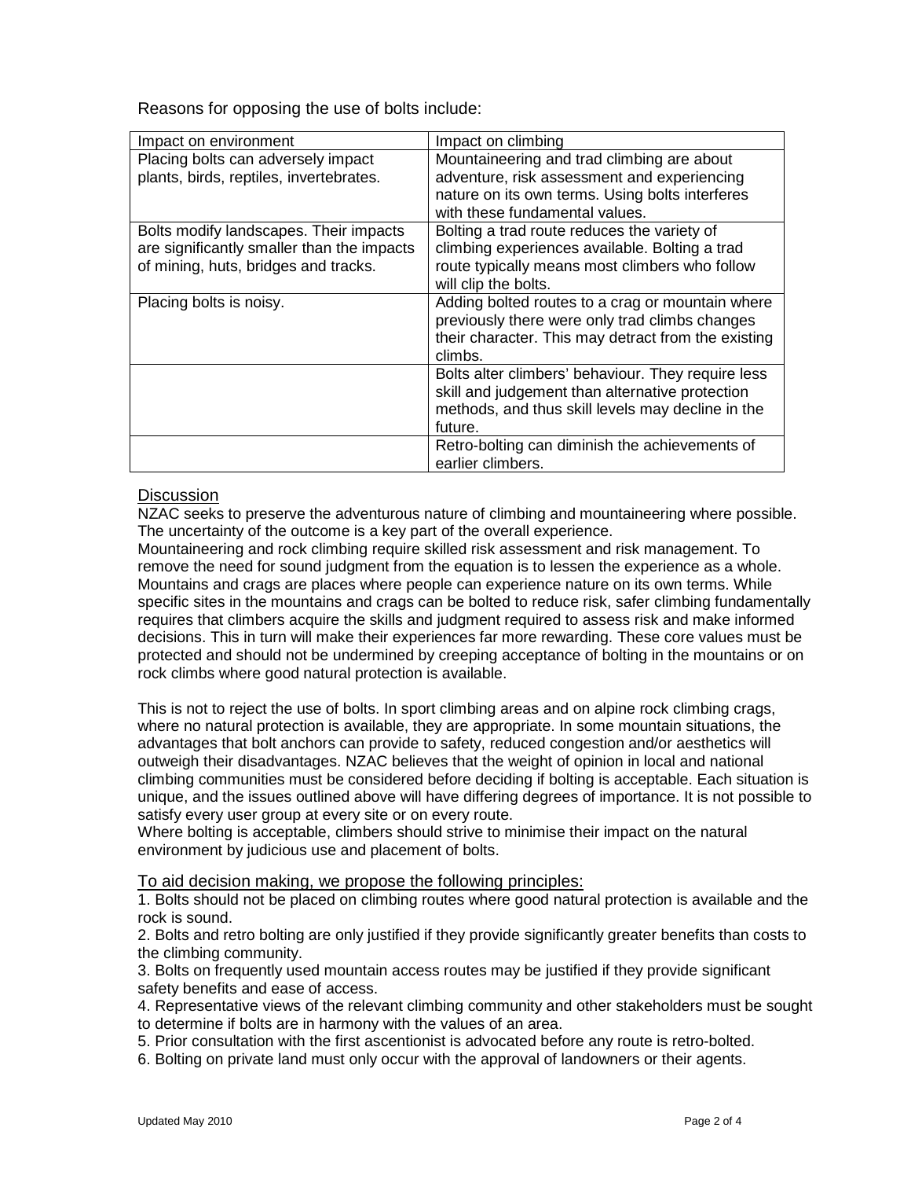Reasons for opposing the use of bolts include:

| Impact on environment | Impact on climbing |
|---|---|
| Placing bolts can adversely impact plants, birds, reptiles, invertebrates. | Mountaineering and trad climbing are about adventure, risk assessment and experiencing nature on its own terms. Using bolts interferes with these fundamental values. |
| Bolts modify landscapes. Their impacts are significantly smaller than the impacts of mining, huts, bridges and tracks. | Bolting a trad route reduces the variety of climbing experiences available. Bolting a trad route typically means most climbers who follow will clip the bolts. |
| Placing bolts is noisy. | Adding bolted routes to a crag or mountain where previously there were only trad climbs changes their character. This may detract from the existing climbs. |
| | Bolts alter climbers' behaviour. They require less skill and judgement than alternative protection methods, and thus skill levels may decline in the future. |
| | Retro-bolting can diminish the achievements of earlier climbers. |

## Discussion

NZAC seeks to preserve the adventurous nature of climbing and mountaineering where possible. The uncertainty of the outcome is a key part of the overall experience.
Mountaineering and rock climbing require skilled risk assessment and risk management. To remove the need for sound judgment from the equation is to lessen the experience as a whole. Mountains and crags are places where people can experience nature on its own terms. While specific sites in the mountains and crags can be bolted to reduce risk, safer climbing fundamentally requires that climbers acquire the skills and judgment required to assess risk and make informed decisions. This in turn will make their experiences far more rewarding. These core values must be protected and should not be undermined by creeping acceptance of bolting in the mountains or on rock climbs where good natural protection is available.

This is not to reject the use of bolts. In sport climbing areas and on alpine rock climbing crags, where no natural protection is available, they are appropriate. In some mountain situations, the advantages that bolt anchors can provide to safety, reduced congestion and/or aesthetics will outweigh their disadvantages. NZAC believes that the weight of opinion in local and national climbing communities must be considered before deciding if bolting is acceptable. Each situation is unique, and the issues outlined above will have differing degrees of importance. It is not possible to satisfy every user group at every site or on every route.
Where bolting is acceptable, climbers should strive to minimise their impact on the natural environment by judicious use and placement of bolts.

## To aid decision making, we propose the following principles:

1. Bolts should not be placed on climbing routes where good natural protection is available and the rock is sound.
2. Bolts and retro bolting are only justified if they provide significantly greater benefits than costs to the climbing community.
3. Bolts on frequently used mountain access routes may be justified if they provide significant safety benefits and ease of access.
4. Representative views of the relevant climbing community and other stakeholders must be sought to determine if bolts are in harmony with the values of an area.
5. Prior consultation with the first ascentionist is advocated before any route is retro-bolted.
6. Bolting on private land must only occur with the approval of landowners or their agents.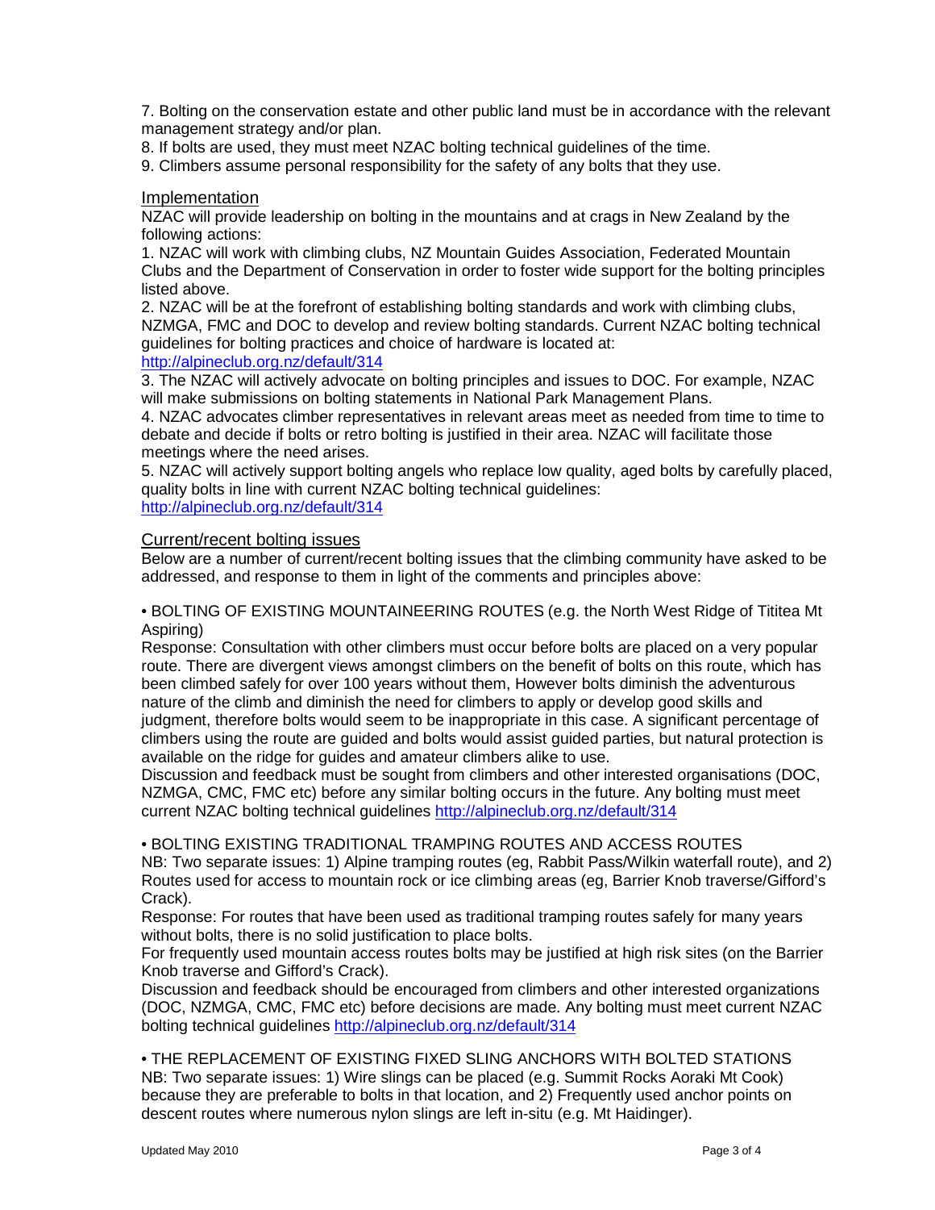7. Bolting on the conservation estate and other public land must be in accordance with the relevant management strategy and/or plan.

8. If bolts are used, they must meet NZAC bolting technical guidelines of the time.

9. Climbers assume personal responsibility for the safety of any bolts that they use.

## Implementation

NZAC will provide leadership on bolting in the mountains and at crags in New Zealand by the following actions:

1. NZAC will work with climbing clubs, NZ Mountain Guides Association, Federated Mountain Clubs and the Department of Conservation in order to foster wide support for the bolting principles listed above.
2. NZAC will be at the forefront of establishing bolting standards and work with climbing clubs, NZMGA, FMC and DOC to develop and review bolting standards. Current NZAC bolting technical guidelines for bolting practices and choice of hardware is located at: http://alpineclub.org.nz/default/314
3. The NZAC will actively advocate on bolting principles and issues to DOC. For example, NZAC will make submissions on bolting statements in National Park Management Plans.
4. NZAC advocates climber representatives in relevant areas meet as needed from time to time to debate and decide if bolts or retro bolting is justified in their area. NZAC will facilitate those meetings where the need arises.
5. NZAC will actively support bolting angels who replace low quality, aged bolts by carefully placed, quality bolts in line with current NZAC bolting technical guidelines: http://alpineclub.org.nz/default/314

## Current/recent bolting issues

Below are a number of current/recent bolting issues that the climbing community have asked to be addressed, and response to them in light of the comments and principles above:

• BOLTING OF EXISTING MOUNTAINEERING ROUTES (e.g. the North West Ridge of Tititea Mt Aspiring)

Response: Consultation with other climbers must occur before bolts are placed on a very popular route. There are divergent views amongst climbers on the benefit of bolts on this route, which has been climbed safely for over 100 years without them, However bolts diminish the adventurous nature of the climb and diminish the need for climbers to apply or develop good skills and judgment, therefore bolts would seem to be inappropriate in this case. A significant percentage of climbers using the route are guided and bolts would assist guided parties, but natural protection is available on the ridge for guides and amateur climbers alike to use.

Discussion and feedback must be sought from climbers and other interested organisations (DOC, NZMGA, CMC, FMC etc) before any similar bolting occurs in the future. Any bolting must meet current NZAC bolting technical guidelines http://alpineclub.org.nz/default/314

• BOLTING EXISTING TRADITIONAL TRAMPING ROUTES AND ACCESS ROUTES

NB: Two separate issues: 1) Alpine tramping routes (eg, Rabbit Pass/Wilkin waterfall route), and 2) Routes used for access to mountain rock or ice climbing areas (eg, Barrier Knob traverse/Gifford's Crack).

Response: For routes that have been used as traditional tramping routes safely for many years without bolts, there is no solid justification to place bolts.

For frequently used mountain access routes bolts may be justified at high risk sites (on the Barrier Knob traverse and Gifford's Crack).

Discussion and feedback should be encouraged from climbers and other interested organizations (DOC, NZMGA, CMC, FMC etc) before decisions are made. Any bolting must meet current NZAC bolting technical guidelines http://alpineclub.org.nz/default/314

• THE REPLACEMENT OF EXISTING FIXED SLING ANCHORS WITH BOLTED STATIONS

NB: Two separate issues: 1) Wire slings can be placed (e.g. Summit Rocks Aoraki Mt Cook) because they are preferable to bolts in that location, and 2) Frequently used anchor points on descent routes where numerous nylon slings are left in-situ (e.g. Mt Haidinger).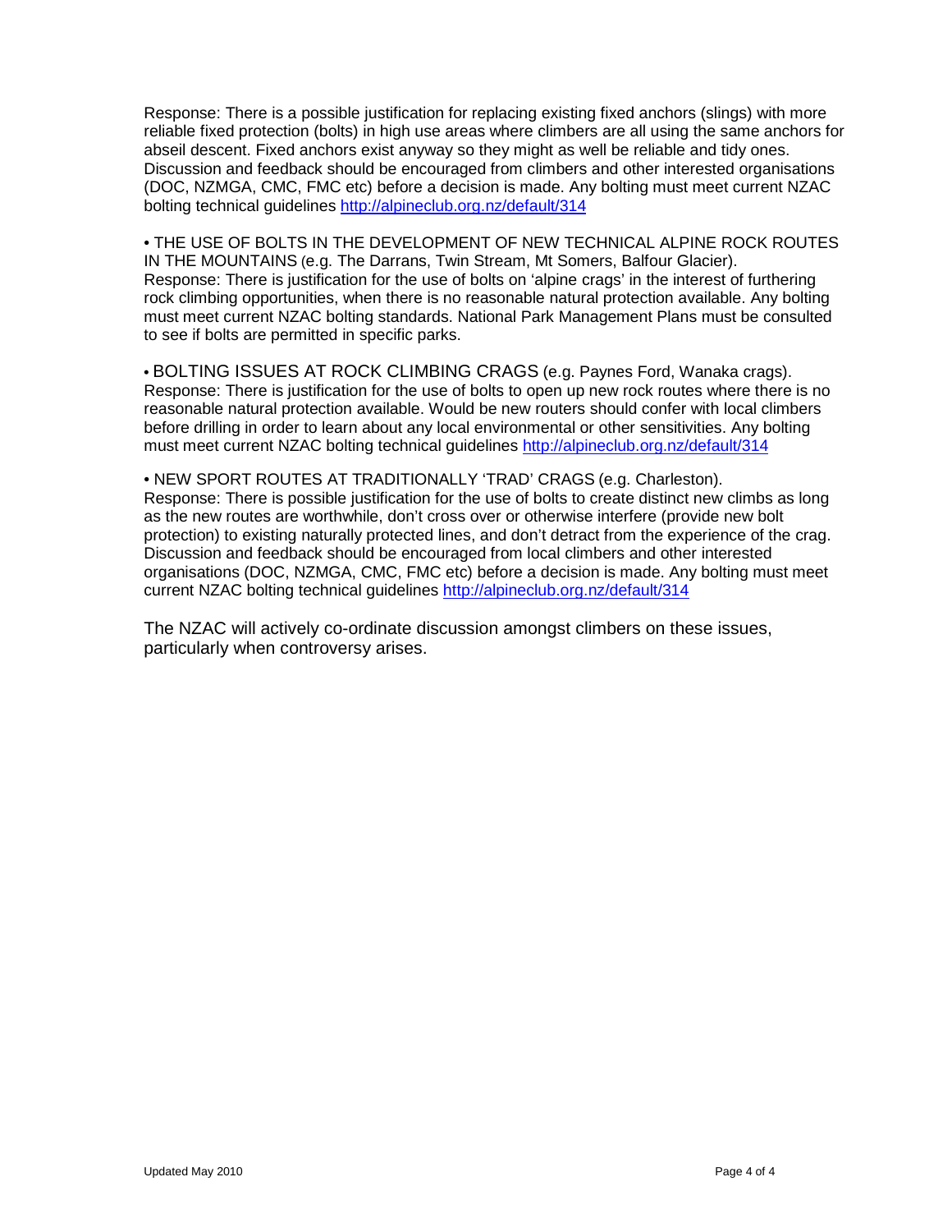Response: There is a possible justification for replacing existing fixed anchors (slings) with more reliable fixed protection (bolts) in high use areas where climbers are all using the same anchors for abseil descent. Fixed anchors exist anyway so they might as well be reliable and tidy ones. Discussion and feedback should be encouraged from climbers and other interested organisations (DOC, NZMGA, CMC, FMC etc) before a decision is made. Any bolting must meet current NZAC bolting technical guidelines http://alpineclub.org.nz/default/314

• THE USE OF BOLTS IN THE DEVELOPMENT OF NEW TECHNICAL ALPINE ROCK ROUTES IN THE MOUNTAINS (e.g. The Darrans, Twin Stream, Mt Somers, Balfour Glacier).
Response: There is justification for the use of bolts on 'alpine crags' in the interest of furthering rock climbing opportunities, when there is no reasonable natural protection available. Any bolting must meet current NZAC bolting standards. National Park Management Plans must be consulted to see if bolts are permitted in specific parks.

• BOLTING ISSUES AT ROCK CLIMBING CRAGS (e.g. Paynes Ford, Wanaka crags).
Response: There is justification for the use of bolts to open up new rock routes where there is no reasonable natural protection available. Would be new routers should confer with local climbers before drilling in order to learn about any local environmental or other sensitivities. Any bolting must meet current NZAC bolting technical guidelines http://alpineclub.org.nz/default/314

• NEW SPORT ROUTES AT TRADITIONALLY 'TRAD' CRAGS (e.g. Charleston).
Response: There is possible justification for the use of bolts to create distinct new climbs as long as the new routes are worthwhile, don't cross over or otherwise interfere (provide new bolt protection) to existing naturally protected lines, and don't detract from the experience of the crag. Discussion and feedback should be encouraged from local climbers and other interested organisations (DOC, NZMGA, CMC, FMC etc) before a decision is made. Any bolting must meet current NZAC bolting technical guidelines http://alpineclub.org.nz/default/314

The NZAC will actively co-ordinate discussion amongst climbers on these issues, particularly when controversy arises.

Updated May 2010